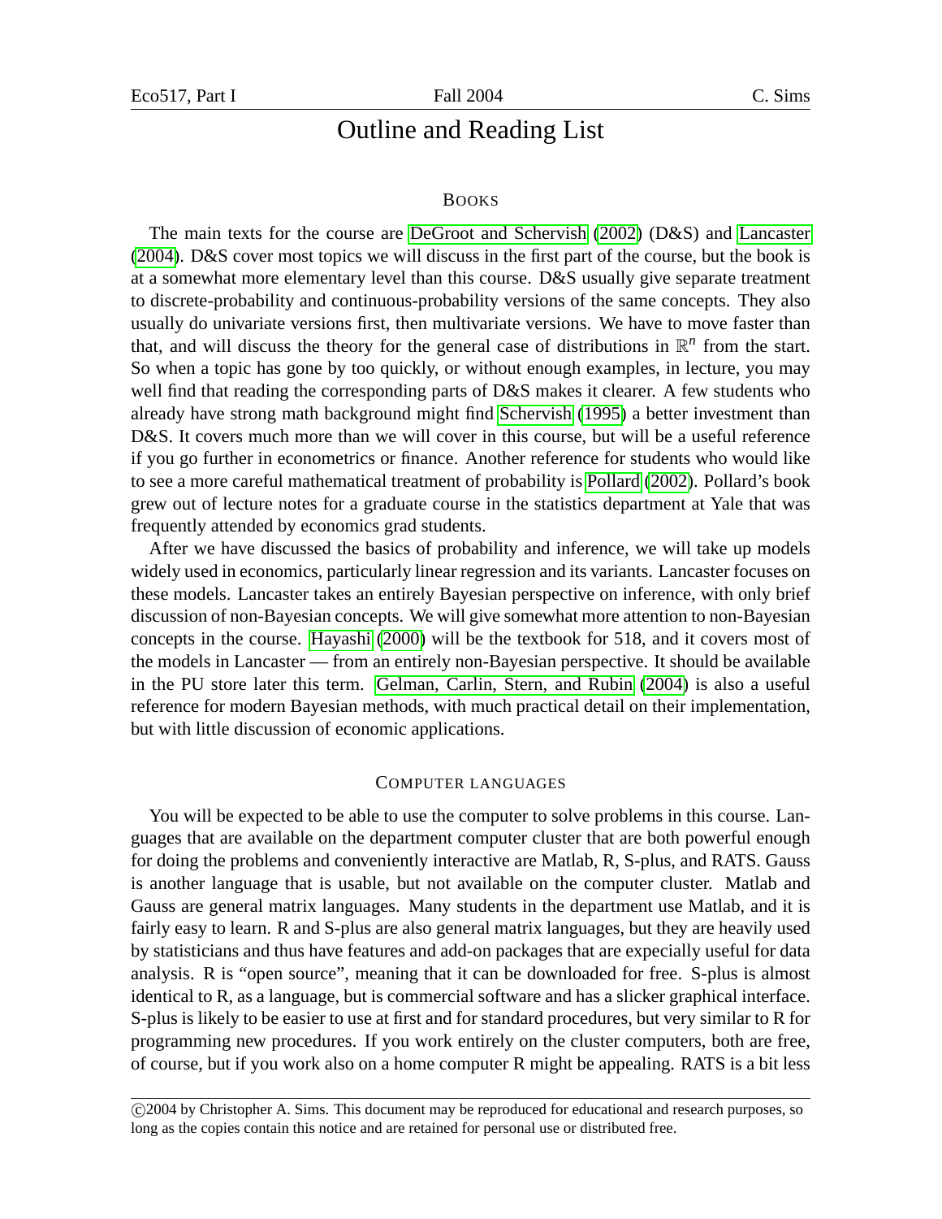# Outline and Reading List

## Books

The main texts for the course are DeGroot and Schervish (2002) (D&S) and Lancaster (2004). D&S cover most topics we will discuss in the first part of the course, but the book is at a somewhat more elementary level than this course. D&S usually give separate treatment to discrete-probability and continuous-probability versions of the same concepts. They also usually do univariate versions first, then multivariate versions. We have to move faster than that, and will discuss the theory for the general case of distributions in $\mathbb{R}^n$ from the start. So when a topic has gone by too quickly, or without enough examples, in lecture, you may well find that reading the corresponding parts of D&S makes it clearer. A few students who already have strong math background might find Schervish (1995) a better investment than D&S. It covers much more than we will cover in this course, but will be a useful reference if you go further in econometrics or finance. Another reference for students who would like to see a more careful mathematical treatment of probability is Pollard (2002). Pollard's book grew out of lecture notes for a graduate course in the statistics department at Yale that was frequently attended by economics grad students.

After we have discussed the basics of probability and inference, we will take up models widely used in economics, particularly linear regression and its variants. Lancaster focuses on these models. Lancaster takes an entirely Bayesian perspective on inference, with only brief discussion of non-Bayesian concepts. We will give somewhat more attention to non-Bayesian concepts in the course. Hayashi (2000) will be the textbook for 518, and it covers most of the models in Lancaster — from an entirely non-Bayesian perspective. It should be available in the PU store later this term. Gelman, Carlin, Stern, and Rubin (2004) is also a useful reference for modern Bayesian methods, with much practical detail on their implementation, but with little discussion of economic applications.

## Computer languages

You will be expected to be able to use the computer to solve problems in this course. Languages that are available on the department computer cluster that are both powerful enough for doing the problems and conveniently interactive are Matlab, R, S-plus, and RATS. Gauss is another language that is usable, but not available on the computer cluster. Matlab and Gauss are general matrix languages. Many students in the department use Matlab, and it is fairly easy to learn. R and S-plus are also general matrix languages, but they are heavily used by statisticians and thus have features and add-on packages that are expecially useful for data analysis. R is "open source", meaning that it can be downloaded for free. S-plus is almost identical to R, as a language, but is commercial software and has a slicker graphical interface. S-plus is likely to be easier to use at first and for standard procedures, but very similar to R for programming new procedures. If you work entirely on the cluster computers, both are free, of course, but if you work also on a home computer R might be appealing. RATS is a bit less

©2004 by Christopher A. Sims. This document may be reproduced for educational and research purposes, so long as the copies contain this notice and are retained for personal use or distributed free.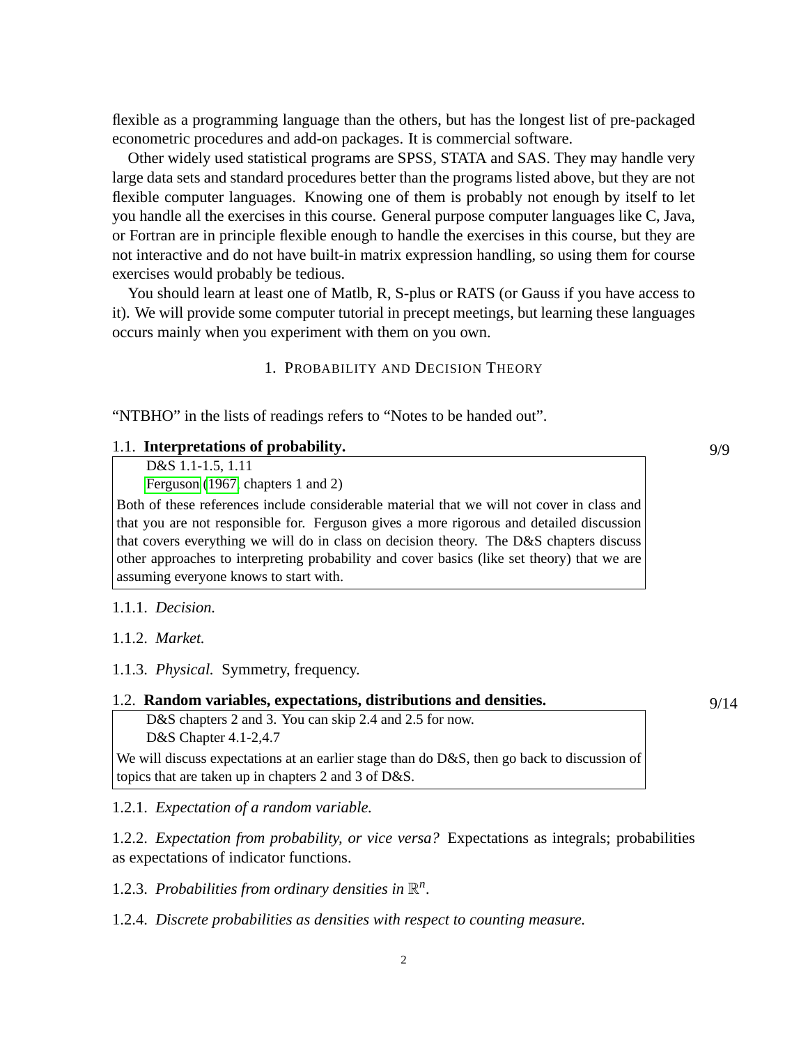flexible as a programming language than the others, but has the longest list of pre-packaged econometric procedures and add-on packages. It is commercial software.

Other widely used statistical programs are SPSS, STATA and SAS. They may handle very large data sets and standard procedures better than the programs listed above, but they are not flexible computer languages. Knowing one of them is probably not enough by itself to let you handle all the exercises in this course. General purpose computer languages like C, Java, or Fortran are in principle flexible enough to handle the exercises in this course, but they are not interactive and do not have built-in matrix expression handling, so using them for course exercises would probably be tedious.

You should learn at least one of Matlb, R, S-plus or RATS (or Gauss if you have access to it). We will provide some computer tutorial in precept meetings, but learning these languages occurs mainly when you experiment with them on you own.

# 1. Probability and Decision Theory

"NTBHO" in the lists of readings refers to "Notes to be handed out".

## 1.1. **Interpretations of probability.** 9/9

> D&S 1.1-1.5, 1.11
>
> Ferguson (1967, chapters 1 and 2)
>
> Both of these references include considerable material that we will not cover in class and that you are not responsible for. Ferguson gives a more rigorous and detailed discussion that covers everything we will do in class on decision theory. The D&S chapters discuss other approaches to interpreting probability and cover basics (like set theory) that we are assuming everyone knows to start with.

1.1.1. *Decision.*

1.1.2. *Market.*

1.1.3. *Physical.* Symmetry, frequency.

## 1.2. **Random variables, expectations, distributions and densities.** 9/14

> D&S chapters 2 and 3. You can skip 2.4 and 2.5 for now.
>
> D&S Chapter 4.1-2,4.7
>
> We will discuss expectations at an earlier stage than do D&S, then go back to discussion of topics that are taken up in chapters 2 and 3 of D&S.

1.2.1. *Expectation of a random variable.*

1.2.2. *Expectation from probability, or vice versa?* Expectations as integrals; probabilities as expectations of indicator functions.

1.2.3. *Probabilities from ordinary densities in* $\mathbb{R}^n$.

1.2.4. *Discrete probabilities as densities with respect to counting measure.*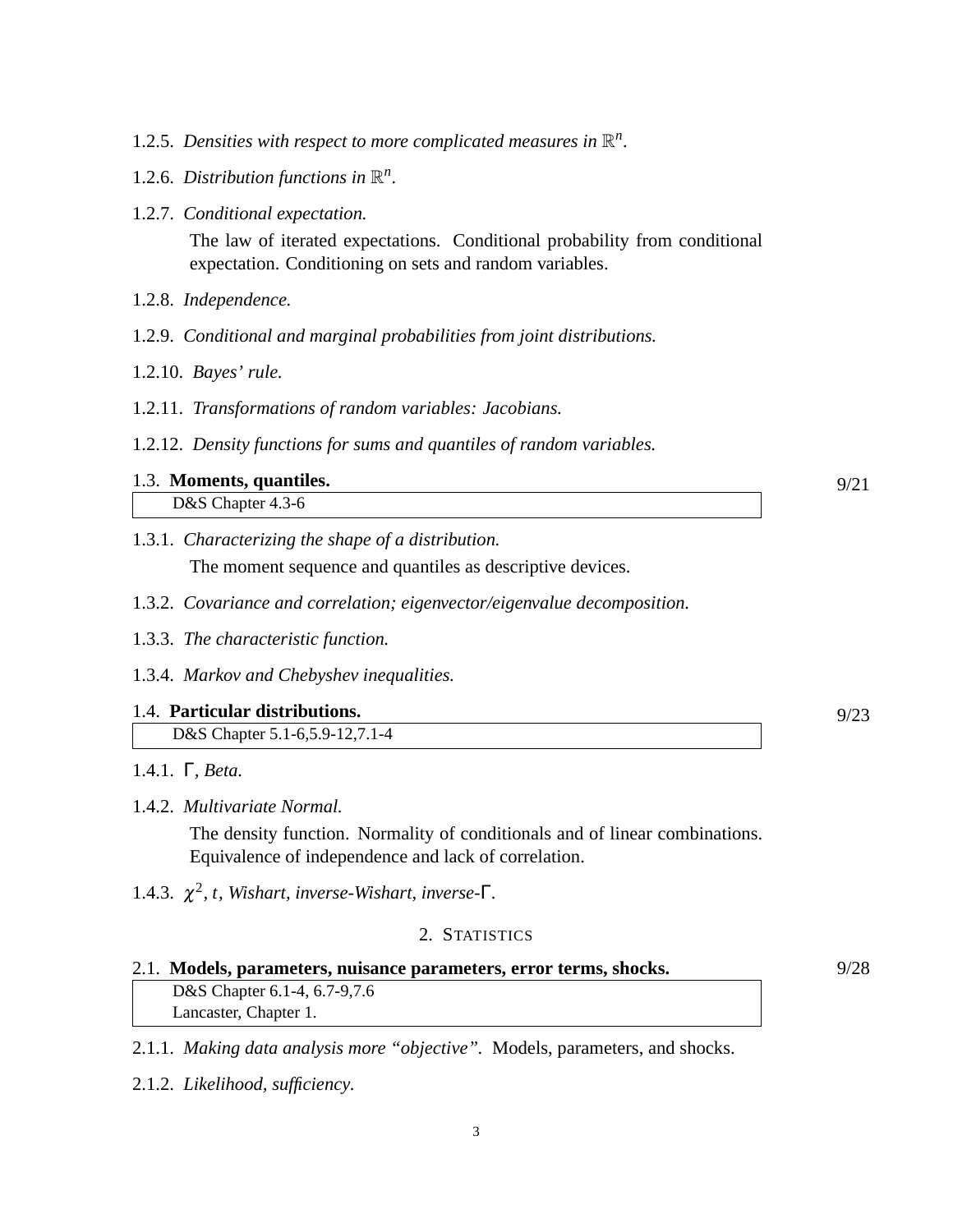1.2.5. *Densities with respect to more complicated measures in* $\mathbb{R}^n$.

1.2.6. *Distribution functions in* $\mathbb{R}^n$.

1.2.7. *Conditional expectation.*

The law of iterated expectations. Conditional probability from conditional expectation. Conditioning on sets and random variables.

1.2.8. *Independence.*

1.2.9. *Conditional and marginal probabilities from joint distributions.*

1.2.10. *Bayes' rule.*

1.2.11. *Transformations of random variables: Jacobians.*

1.2.12. *Density functions for sums and quantiles of random variables.*

### 1.3. **Moments, quantiles.** 9/21

D&S Chapter 4.3-6

1.3.1. *Characterizing the shape of a distribution.*

The moment sequence and quantiles as descriptive devices.

1.3.2. *Covariance and correlation; eigenvector/eigenvalue decomposition.*

1.3.3. *The characteristic function.*

1.3.4. *Markov and Chebyshev inequalities.*

### 1.4. **Particular distributions.** 9/23

D&S Chapter 5.1-6,5.9-12,7.1-4

1.4.1. $\Gamma$, *Beta.*

1.4.2. *Multivariate Normal.*

The density function. Normality of conditionals and of linear combinations. Equivalence of independence and lack of correlation.

1.4.3. $\chi^2$, $t$, *Wishart, inverse-Wishart, inverse-*$\Gamma$.

## 2. STATISTICS

### 2.1. **Models, parameters, nuisance parameters, error terms, shocks.** 9/28

D&S Chapter 6.1-4, 6.7-9,7.6
Lancaster, Chapter 1.

2.1.1. *Making data analysis more "objective".* Models, parameters, and shocks.

2.1.2. *Likelihood, sufficiency.*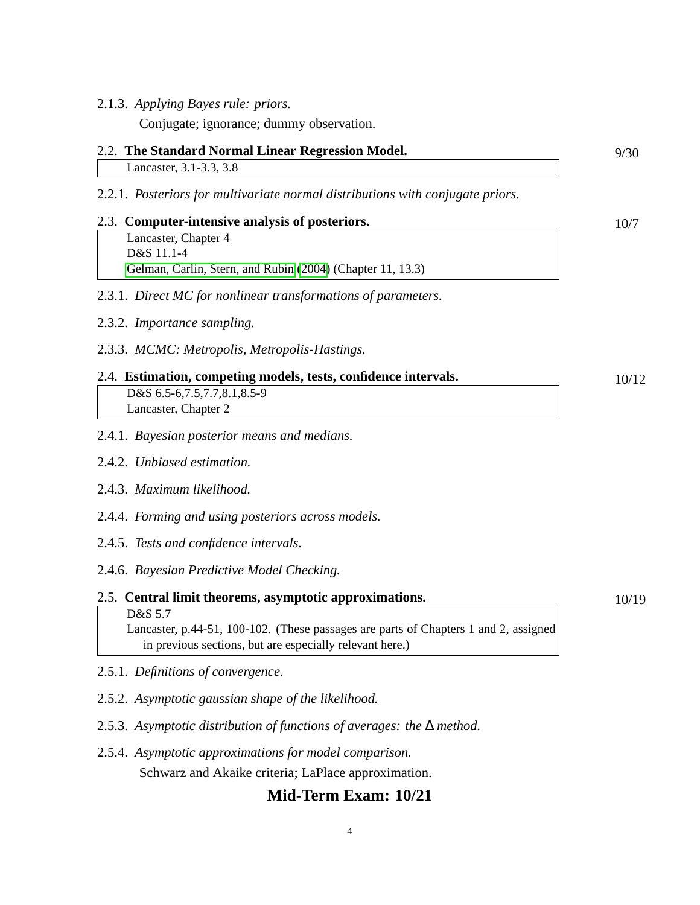2.1.3. *Applying Bayes rule: priors.*

Conjugate; ignorance; dummy observation.

### 2.2. **The Standard Normal Linear Regression Model.** 9/30

Lancaster, 3.1-3.3, 3.8

2.2.1. *Posteriors for multivariate normal distributions with conjugate priors.*

### 2.3. **Computer-intensive analysis of posteriors.** 10/7

Lancaster, Chapter 4
D&S 11.1-4
Gelman, Carlin, Stern, and Rubin (2004) (Chapter 11, 13.3)

2.3.1. *Direct MC for nonlinear transformations of parameters.*

2.3.2. *Importance sampling.*

2.3.3. *MCMC: Metropolis, Metropolis-Hastings.*

### 2.4. **Estimation, competing models, tests, confidence intervals.** 10/12

D&S 6.5-6,7.5,7.7,8.1,8.5-9
Lancaster, Chapter 2

2.4.1. *Bayesian posterior means and medians.*

2.4.2. *Unbiased estimation.*

2.4.3. *Maximum likelihood.*

2.4.4. *Forming and using posteriors across models.*

2.4.5. *Tests and confidence intervals.*

2.4.6. *Bayesian Predictive Model Checking.*

### 2.5. **Central limit theorems, asymptotic approximations.** 10/19

D&S 5.7
Lancaster, p.44-51, 100-102. (These passages are parts of Chapters 1 and 2, assigned in previous sections, but are especially relevant here.)

2.5.1. *Definitions of convergence.*

2.5.2. *Asymptotic gaussian shape of the likelihood.*

2.5.3. *Asymptotic distribution of functions of averages: the* $\Delta$ *method.*

2.5.4. *Asymptotic approximations for model comparison.*

Schwarz and Akaike criteria; LaPlace approximation.

## **Mid-Term Exam: 10/21**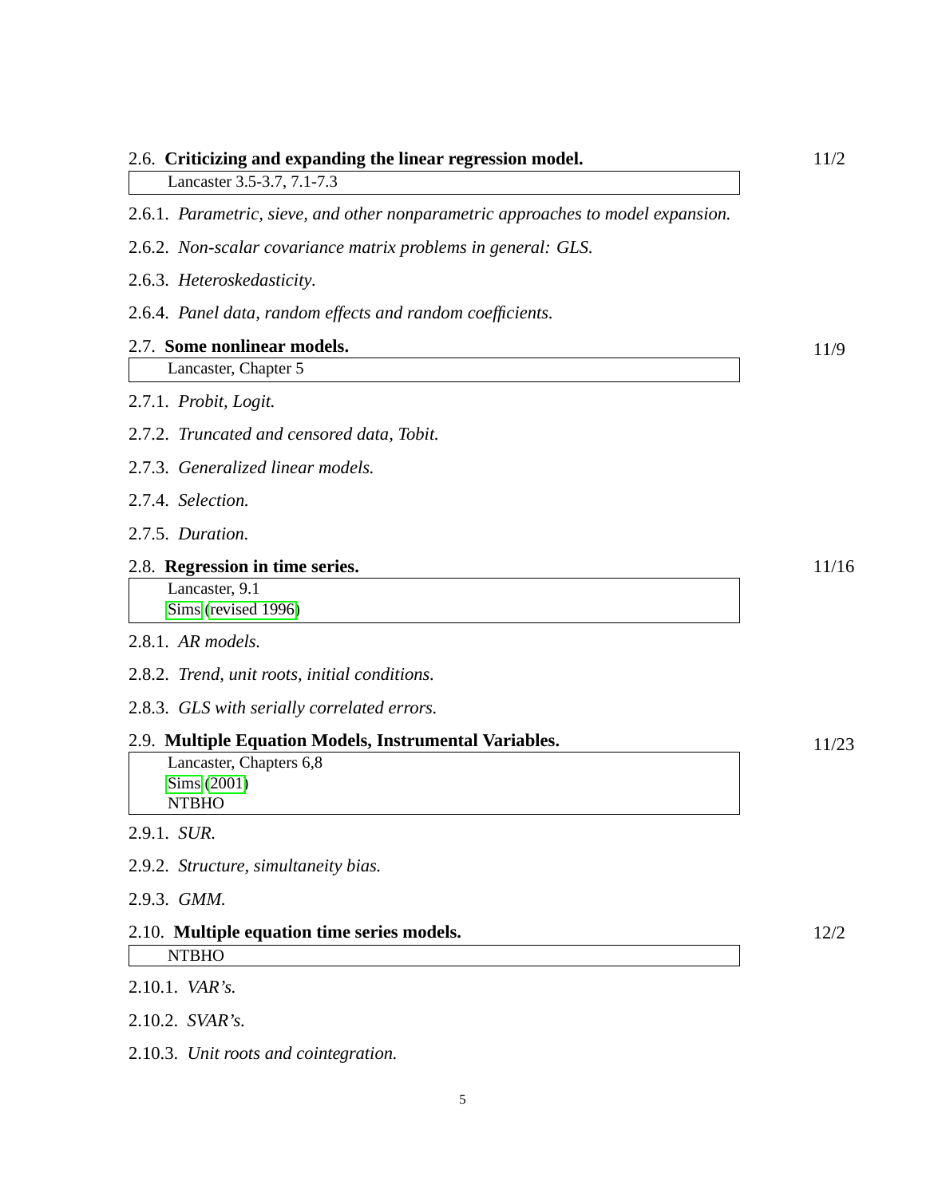### 2.6. Criticizing and expanding the linear regression model. 11/2

> Lancaster 3.5-3.7, 7.1-7.3

2.6.1. *Parametric, sieve, and other nonparametric approaches to model expansion.*

2.6.2. *Non-scalar covariance matrix problems in general: GLS.*

2.6.3. *Heteroskedasticity.*

2.6.4. *Panel data, random effects and random coefficients.*

### 2.7. Some nonlinear models. 11/9

> Lancaster, Chapter 5

2.7.1. *Probit, Logit.*

2.7.2. *Truncated and censored data, Tobit.*

2.7.3. *Generalized linear models.*

2.7.4. *Selection.*

2.7.5. *Duration.*

### 2.8. Regression in time series. 11/16

> Lancaster, 9.1
> Sims (revised 1996)

2.8.1. *AR models.*

2.8.2. *Trend, unit roots, initial conditions.*

2.8.3. *GLS with serially correlated errors.*

### 2.9. Multiple Equation Models, Instrumental Variables. 11/23

> Lancaster, Chapters 6,8
> Sims (2001)
> NTBHO

2.9.1. *SUR.*

2.9.2. *Structure, simultaneity bias.*

2.9.3. *GMM.*

### 2.10. Multiple equation time series models. 12/2

> NTBHO

2.10.1. *VAR's.*

2.10.2. *SVAR's.*

2.10.3. *Unit roots and cointegration.*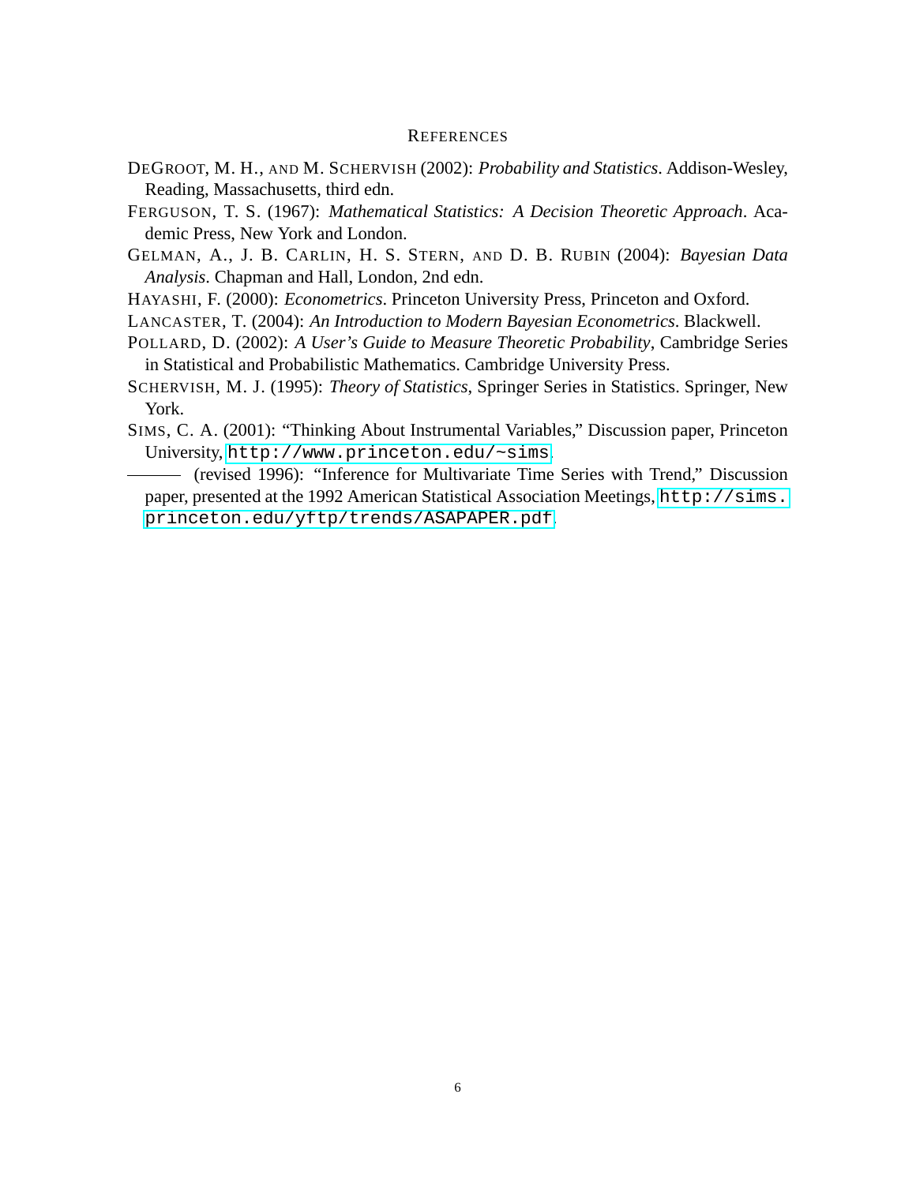## REFERENCES

DEGROOT, M. H., AND M. SCHERVISH (2002): *Probability and Statistics*. Addison-Wesley, Reading, Massachusetts, third edn.

FERGUSON, T. S. (1967): *Mathematical Statistics: A Decision Theoretic Approach*. Academic Press, New York and London.

GELMAN, A., J. B. CARLIN, H. S. STERN, AND D. B. RUBIN (2004): *Bayesian Data Analysis*. Chapman and Hall, London, 2nd edn.

HAYASHI, F. (2000): *Econometrics*. Princeton University Press, Princeton and Oxford.

LANCASTER, T. (2004): *An Introduction to Modern Bayesian Econometrics*. Blackwell.

POLLARD, D. (2002): *A User's Guide to Measure Theoretic Probability*, Cambridge Series in Statistical and Probabilistic Mathematics. Cambridge University Press.

SCHERVISH, M. J. (1995): *Theory of Statistics*, Springer Series in Statistics. Springer, New York.

SIMS, C. A. (2001): "Thinking About Instrumental Variables," Discussion paper, Princeton University, http://www.princeton.edu/~sims.

——— (revised 1996): "Inference for Multivariate Time Series with Trend," Discussion paper, presented at the 1992 American Statistical Association Meetings, http://sims.princeton.edu/yftp/trends/ASAPAPER.pdf.